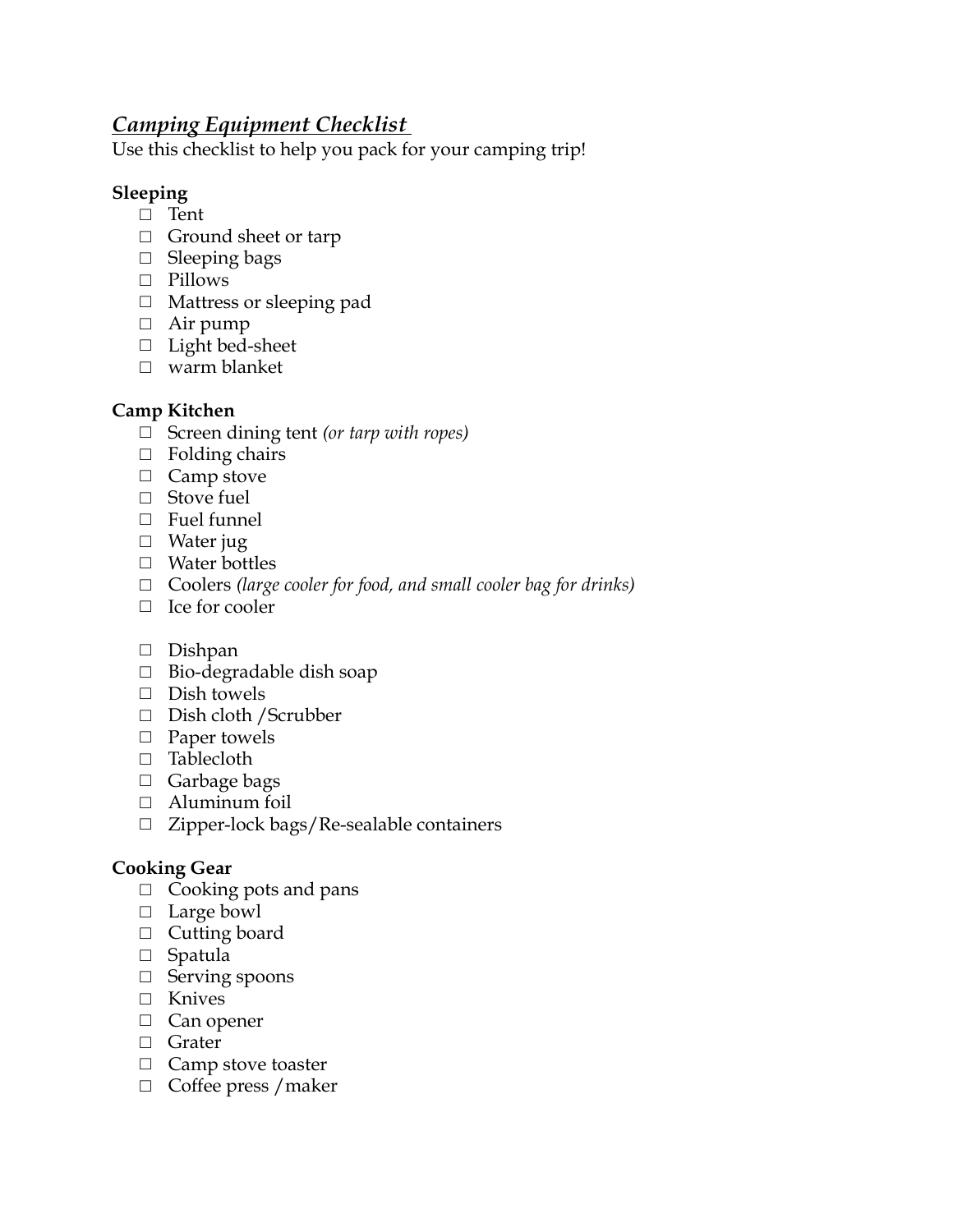## ***Camping Equipment Checklist***

Use this checklist to help you pack for your camping trip!

**Sleeping**

- ☐ Tent
- ☐ Ground sheet or tarp
- ☐ Sleeping bags
- ☐ Pillows
- ☐ Mattress or sleeping pad
- ☐ Air pump
- ☐ Light bed-sheet
- ☐ warm blanket

**Camp Kitchen**

- ☐ Screen dining tent *(or tarp with ropes)*
- ☐ Folding chairs
- ☐ Camp stove
- ☐ Stove fuel
- ☐ Fuel funnel
- ☐ Water jug
- ☐ Water bottles
- ☐ Coolers *(large cooler for food, and small cooler bag for drinks)*
- ☐ Ice for cooler

- ☐ Dishpan
- ☐ Bio-degradable dish soap
- ☐ Dish towels
- ☐ Dish cloth /Scrubber
- ☐ Paper towels
- ☐ Tablecloth
- ☐ Garbage bags
- ☐ Aluminum foil
- ☐ Zipper-lock bags/Re-sealable containers

**Cooking Gear**

- ☐ Cooking pots and pans
- ☐ Large bowl
- ☐ Cutting board
- ☐ Spatula
- ☐ Serving spoons
- ☐ Knives
- ☐ Can opener
- ☐ Grater
- ☐ Camp stove toaster
- ☐ Coffee press /maker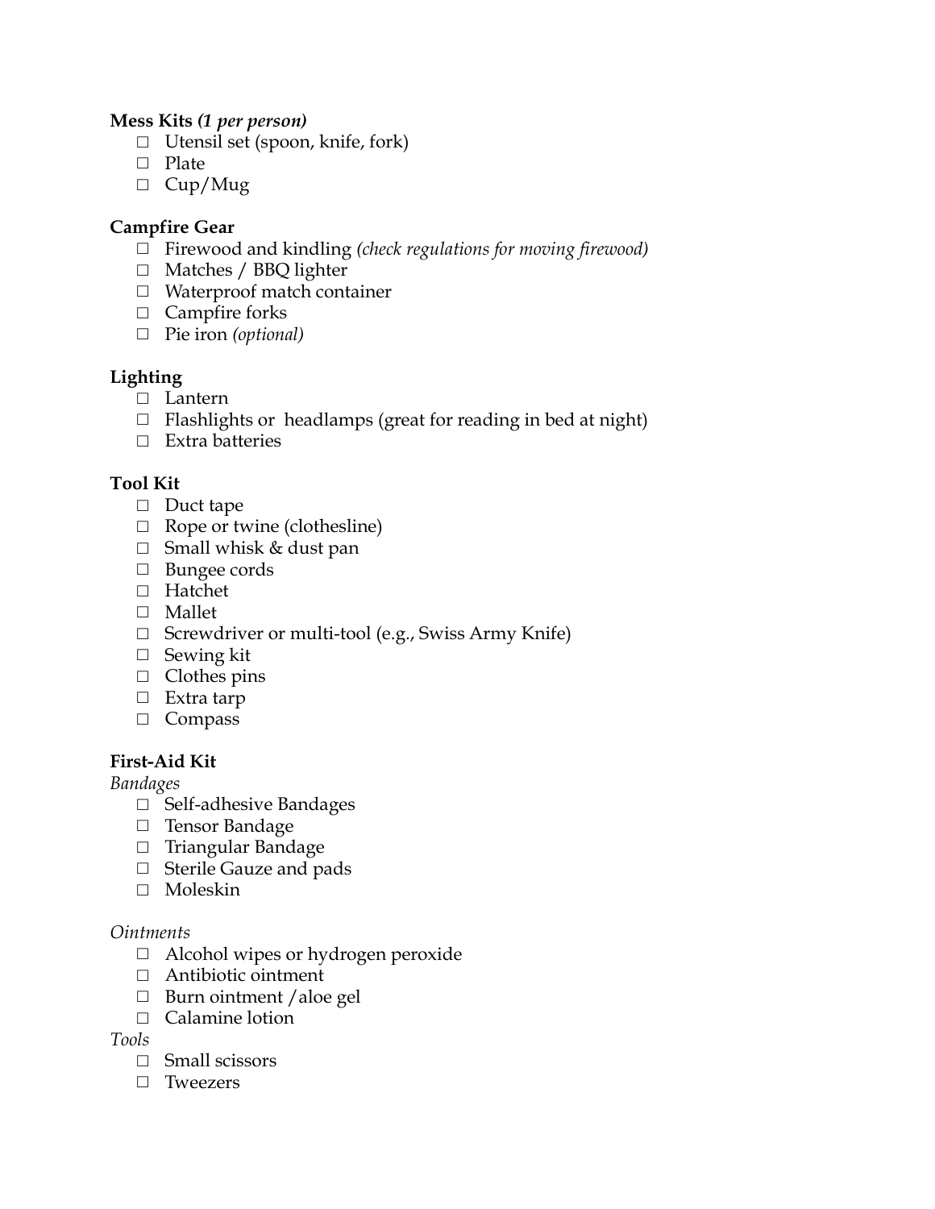**Mess Kits *(1 per person)***

- ☐ Utensil set (spoon, knife, fork)
- ☐ Plate
- ☐ Cup/Mug

**Campfire Gear**

- ☐ Firewood and kindling *(check regulations for moving firewood)*
- ☐ Matches / BBQ lighter
- ☐ Waterproof match container
- ☐ Campfire forks
- ☐ Pie iron *(optional)*

**Lighting**

- ☐ Lantern
- ☐ Flashlights or headlamps (great for reading in bed at night)
- ☐ Extra batteries

**Tool Kit**

- ☐ Duct tape
- ☐ Rope or twine (clothesline)
- ☐ Small whisk & dust pan
- ☐ Bungee cords
- ☐ Hatchet
- ☐ Mallet
- ☐ Screwdriver or multi-tool (e.g., Swiss Army Knife)
- ☐ Sewing kit
- ☐ Clothes pins
- ☐ Extra tarp
- ☐ Compass

**First-Aid Kit**

*Bandages*

- ☐ Self-adhesive Bandages
- ☐ Tensor Bandage
- ☐ Triangular Bandage
- ☐ Sterile Gauze and pads
- ☐ Moleskin

*Ointments*

- ☐ Alcohol wipes or hydrogen peroxide
- ☐ Antibiotic ointment
- ☐ Burn ointment /aloe gel
- ☐ Calamine lotion

*Tools*

- ☐ Small scissors
- ☐ Tweezers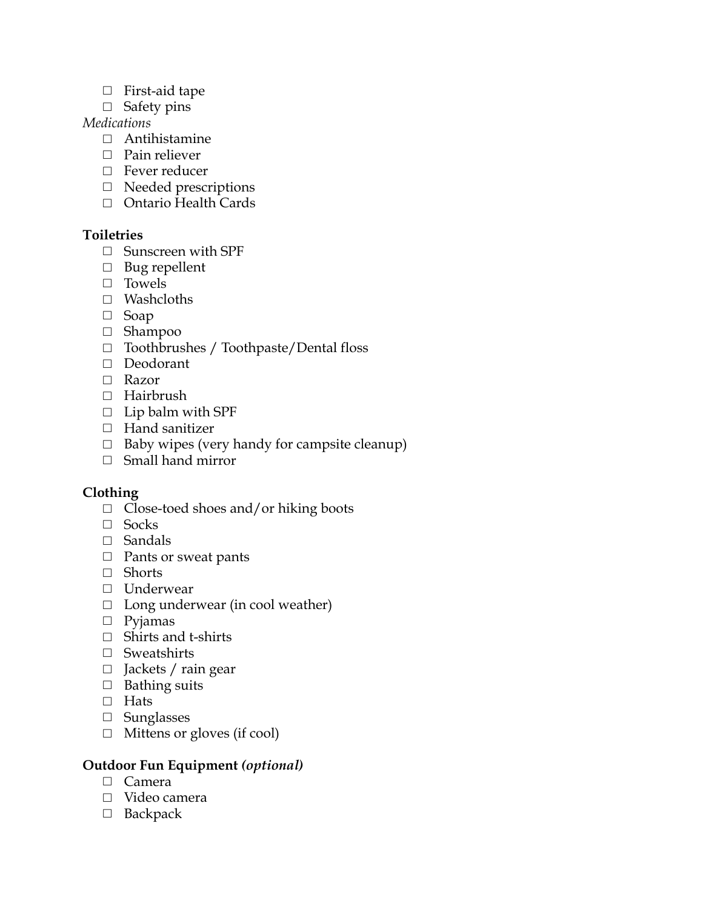- ☐ First-aid tape
- ☐ Safety pins

*Medications*

- ☐ Antihistamine
- ☐ Pain reliever
- ☐ Fever reducer
- ☐ Needed prescriptions
- ☐ Ontario Health Cards

**Toiletries**

- ☐ Sunscreen with SPF
- ☐ Bug repellent
- ☐ Towels
- ☐ Washcloths
- ☐ Soap
- ☐ Shampoo
- ☐ Toothbrushes / Toothpaste/Dental floss
- ☐ Deodorant
- ☐ Razor
- ☐ Hairbrush
- ☐ Lip balm with SPF
- ☐ Hand sanitizer
- ☐ Baby wipes (very handy for campsite cleanup)
- ☐ Small hand mirror

**Clothing**

- ☐ Close-toed shoes and/or hiking boots
- ☐ Socks
- ☐ Sandals
- ☐ Pants or sweat pants
- ☐ Shorts
- ☐ Underwear
- ☐ Long underwear (in cool weather)
- ☐ Pyjamas
- ☐ Shirts and t-shirts
- ☐ Sweatshirts
- ☐ Jackets / rain gear
- ☐ Bathing suits
- ☐ Hats
- ☐ Sunglasses
- ☐ Mittens or gloves (if cool)

**Outdoor Fun Equipment *(optional)***

- ☐ Camera
- ☐ Video camera
- ☐ Backpack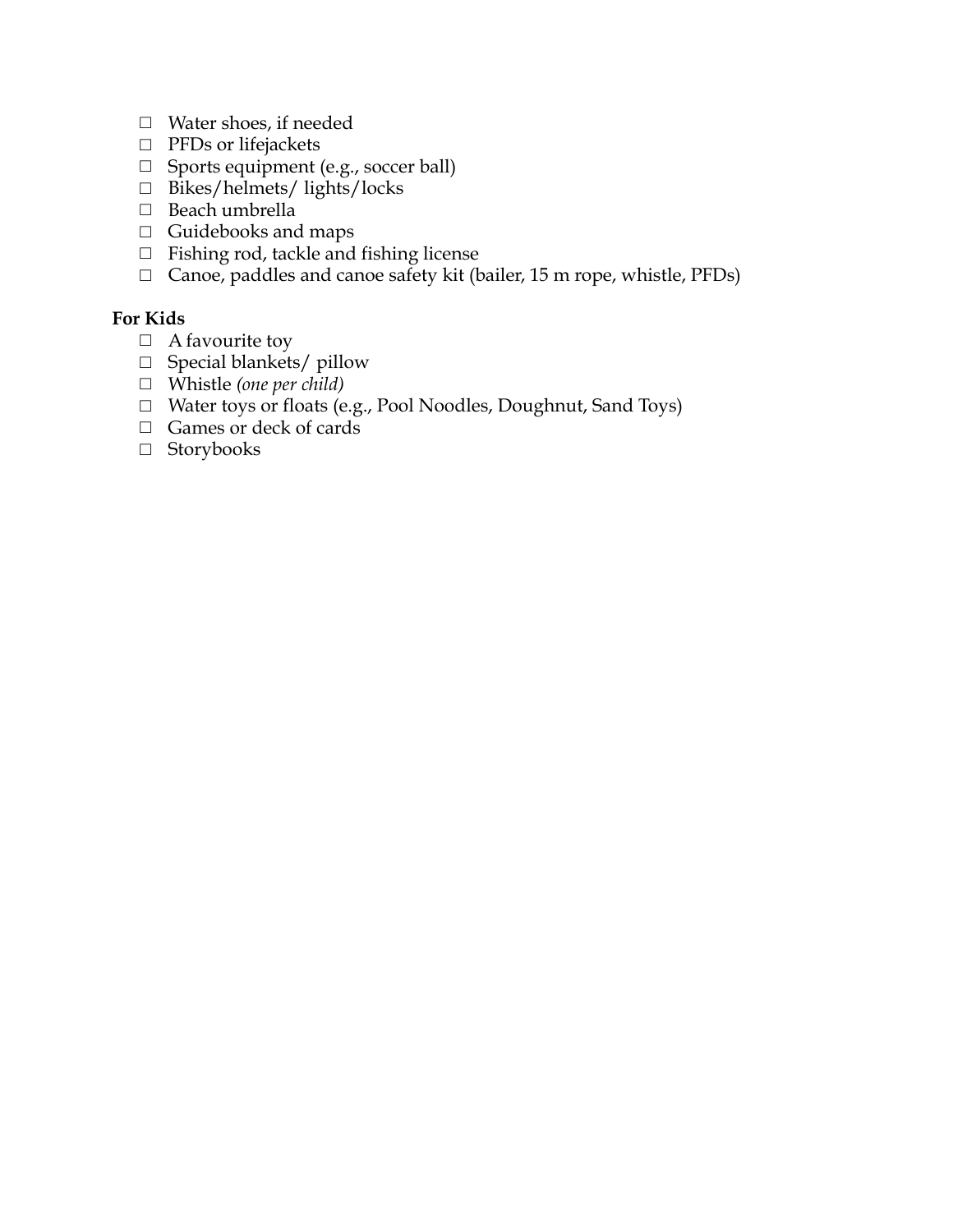- ☐ Water shoes, if needed
- ☐ PFDs or lifejackets
- ☐ Sports equipment (e.g., soccer ball)
- ☐ Bikes/helmets/ lights/locks
- ☐ Beach umbrella
- ☐ Guidebooks and maps
- ☐ Fishing rod, tackle and fishing license
- ☐ Canoe, paddles and canoe safety kit (bailer, 15 m rope, whistle, PFDs)

**For Kids**

- ☐ A favourite toy
- ☐ Special blankets/ pillow
- ☐ Whistle *(one per child)*
- ☐ Water toys or floats (e.g., Pool Noodles, Doughnut, Sand Toys)
- ☐ Games or deck of cards
- ☐ Storybooks